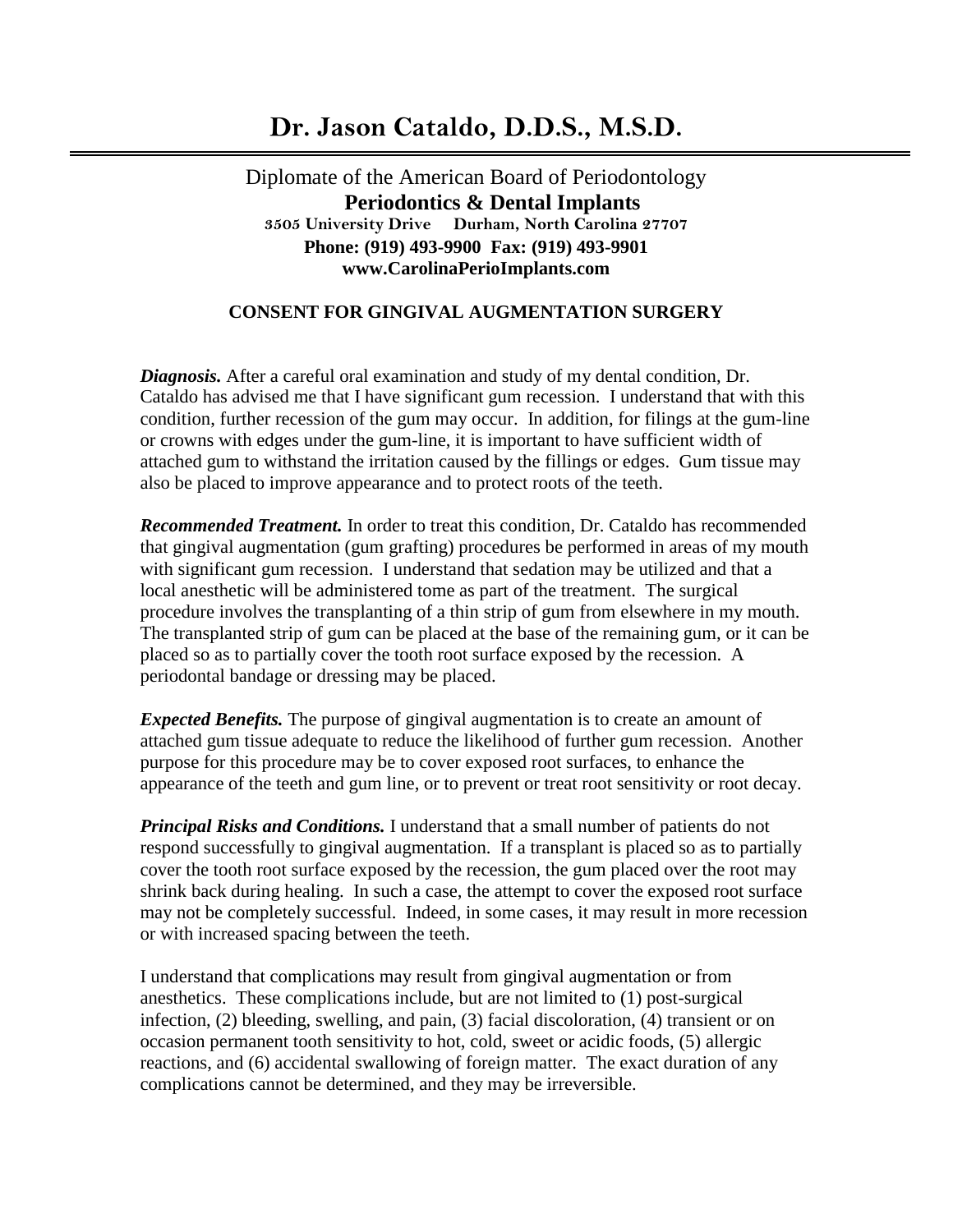# Dr. Jason Cataldo, D.D.S., M.S.D.

Diplomate of the American Board of Periodontology

**Periodontics & Dental Implants**

**3505 University Drive Durham, North Carolina 27707**

**Phone: (919) 493-9900 Fax: (919) 493-9901**

**www.CarolinaPerioImplants.com**

## CONSENT FOR GINGIVAL AUGMENTATION SURGERY

***Diagnosis.*** After a careful oral examination and study of my dental condition, Dr. Cataldo has advised me that I have significant gum recession. I understand that with this condition, further recession of the gum may occur. In addition, for filings at the gum-line or crowns with edges under the gum-line, it is important to have sufficient width of attached gum to withstand the irritation caused by the fillings or edges. Gum tissue may also be placed to improve appearance and to protect roots of the teeth.

***Recommended Treatment.*** In order to treat this condition, Dr. Cataldo has recommended that gingival augmentation (gum grafting) procedures be performed in areas of my mouth with significant gum recession. I understand that sedation may be utilized and that a local anesthetic will be administered tome as part of the treatment. The surgical procedure involves the transplanting of a thin strip of gum from elsewhere in my mouth. The transplanted strip of gum can be placed at the base of the remaining gum, or it can be placed so as to partially cover the tooth root surface exposed by the recession. A periodontal bandage or dressing may be placed.

***Expected Benefits.*** The purpose of gingival augmentation is to create an amount of attached gum tissue adequate to reduce the likelihood of further gum recession. Another purpose for this procedure may be to cover exposed root surfaces, to enhance the appearance of the teeth and gum line, or to prevent or treat root sensitivity or root decay.

***Principal Risks and Conditions.*** I understand that a small number of patients do not respond successfully to gingival augmentation. If a transplant is placed so as to partially cover the tooth root surface exposed by the recession, the gum placed over the root may shrink back during healing. In such a case, the attempt to cover the exposed root surface may not be completely successful. Indeed, in some cases, it may result in more recession or with increased spacing between the teeth.

I understand that complications may result from gingival augmentation or from anesthetics. These complications include, but are not limited to (1) post-surgical infection, (2) bleeding, swelling, and pain, (3) facial discoloration, (4) transient or on occasion permanent tooth sensitivity to hot, cold, sweet or acidic foods, (5) allergic reactions, and (6) accidental swallowing of foreign matter. The exact duration of any complications cannot be determined, and they may be irreversible.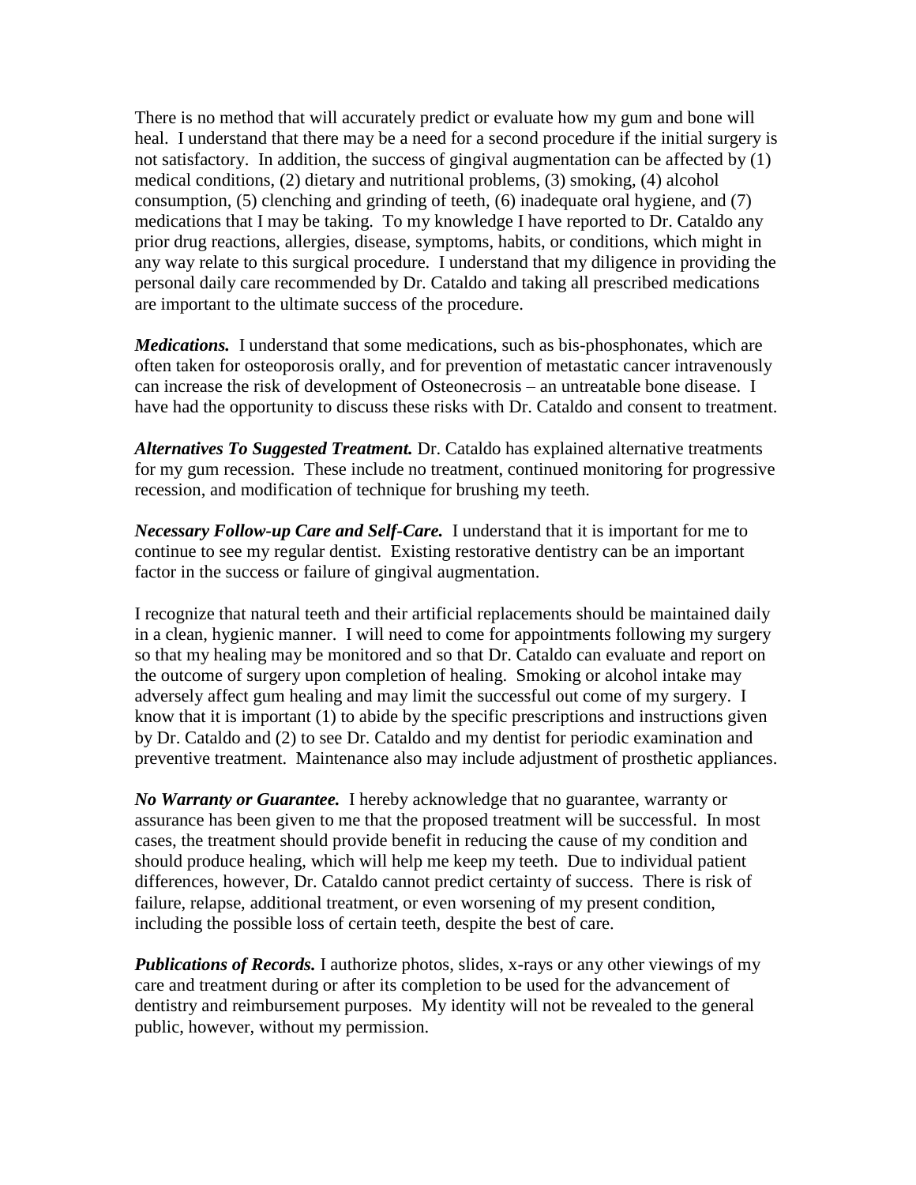There is no method that will accurately predict or evaluate how my gum and bone will heal. I understand that there may be a need for a second procedure if the initial surgery is not satisfactory. In addition, the success of gingival augmentation can be affected by (1) medical conditions, (2) dietary and nutritional problems, (3) smoking, (4) alcohol consumption, (5) clenching and grinding of teeth, (6) inadequate oral hygiene, and (7) medications that I may be taking. To my knowledge I have reported to Dr. Cataldo any prior drug reactions, allergies, disease, symptoms, habits, or conditions, which might in any way relate to this surgical procedure. I understand that my diligence in providing the personal daily care recommended by Dr. Cataldo and taking all prescribed medications are important to the ultimate success of the procedure.

***Medications.*** I understand that some medications, such as bis-phosphonates, which are often taken for osteoporosis orally, and for prevention of metastatic cancer intravenously can increase the risk of development of Osteonecrosis – an untreatable bone disease. I have had the opportunity to discuss these risks with Dr. Cataldo and consent to treatment.

***Alternatives To Suggested Treatment.*** Dr. Cataldo has explained alternative treatments for my gum recession. These include no treatment, continued monitoring for progressive recession, and modification of technique for brushing my teeth.

***Necessary Follow-up Care and Self-Care.*** I understand that it is important for me to continue to see my regular dentist. Existing restorative dentistry can be an important factor in the success or failure of gingival augmentation.

I recognize that natural teeth and their artificial replacements should be maintained daily in a clean, hygienic manner. I will need to come for appointments following my surgery so that my healing may be monitored and so that Dr. Cataldo can evaluate and report on the outcome of surgery upon completion of healing. Smoking or alcohol intake may adversely affect gum healing and may limit the successful out come of my surgery. I know that it is important (1) to abide by the specific prescriptions and instructions given by Dr. Cataldo and (2) to see Dr. Cataldo and my dentist for periodic examination and preventive treatment. Maintenance also may include adjustment of prosthetic appliances.

***No Warranty or Guarantee.*** I hereby acknowledge that no guarantee, warranty or assurance has been given to me that the proposed treatment will be successful. In most cases, the treatment should provide benefit in reducing the cause of my condition and should produce healing, which will help me keep my teeth. Due to individual patient differences, however, Dr. Cataldo cannot predict certainty of success. There is risk of failure, relapse, additional treatment, or even worsening of my present condition, including the possible loss of certain teeth, despite the best of care.

***Publications of Records.*** I authorize photos, slides, x-rays or any other viewings of my care and treatment during or after its completion to be used for the advancement of dentistry and reimbursement purposes. My identity will not be revealed to the general public, however, without my permission.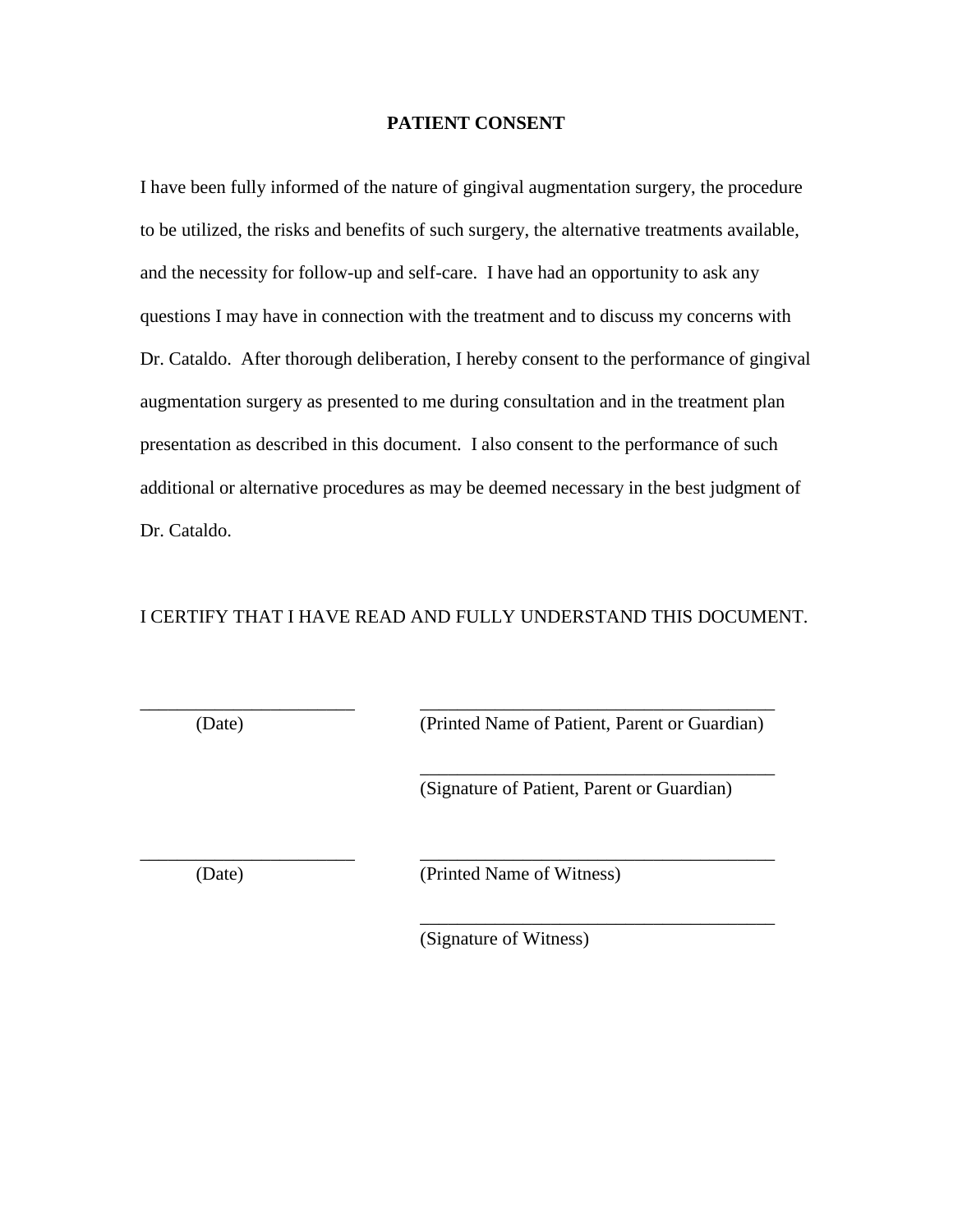## PATIENT CONSENT

I have been fully informed of the nature of gingival augmentation surgery, the procedure to be utilized, the risks and benefits of such surgery, the alternative treatments available, and the necessity for follow-up and self-care. I have had an opportunity to ask any questions I may have in connection with the treatment and to discuss my concerns with Dr. Cataldo. After thorough deliberation, I hereby consent to the performance of gingival augmentation surgery as presented to me during consultation and in the treatment plan presentation as described in this document. I also consent to the performance of such additional or alternative procedures as may be deemed necessary in the best judgment of Dr. Cataldo.

I CERTIFY THAT I HAVE READ AND FULLY UNDERSTAND THIS DOCUMENT.

| | |
|---|---|
| \_\_\_\_\_\_\_\_\_\_\_\_\_\_\_\_\_\_\_\_\_\_\_ (Date) | \_\_\_\_\_\_\_\_\_\_\_\_\_\_\_\_\_\_\_\_\_\_\_\_\_\_\_\_\_\_\_\_\_\_\_\_\_\_ (Printed Name of Patient, Parent or Guardian) |
| | \_\_\_\_\_\_\_\_\_\_\_\_\_\_\_\_\_\_\_\_\_\_\_\_\_\_\_\_\_\_\_\_\_\_\_\_\_\_ (Signature of Patient, Parent or Guardian) |
| \_\_\_\_\_\_\_\_\_\_\_\_\_\_\_\_\_\_\_\_\_\_\_ (Date) | \_\_\_\_\_\_\_\_\_\_\_\_\_\_\_\_\_\_\_\_\_\_\_\_\_\_\_\_\_\_\_\_\_\_\_\_\_\_ (Printed Name of Witness) |
| | \_\_\_\_\_\_\_\_\_\_\_\_\_\_\_\_\_\_\_\_\_\_\_\_\_\_\_\_\_\_\_\_\_\_\_\_\_\_ (Signature of Witness) |